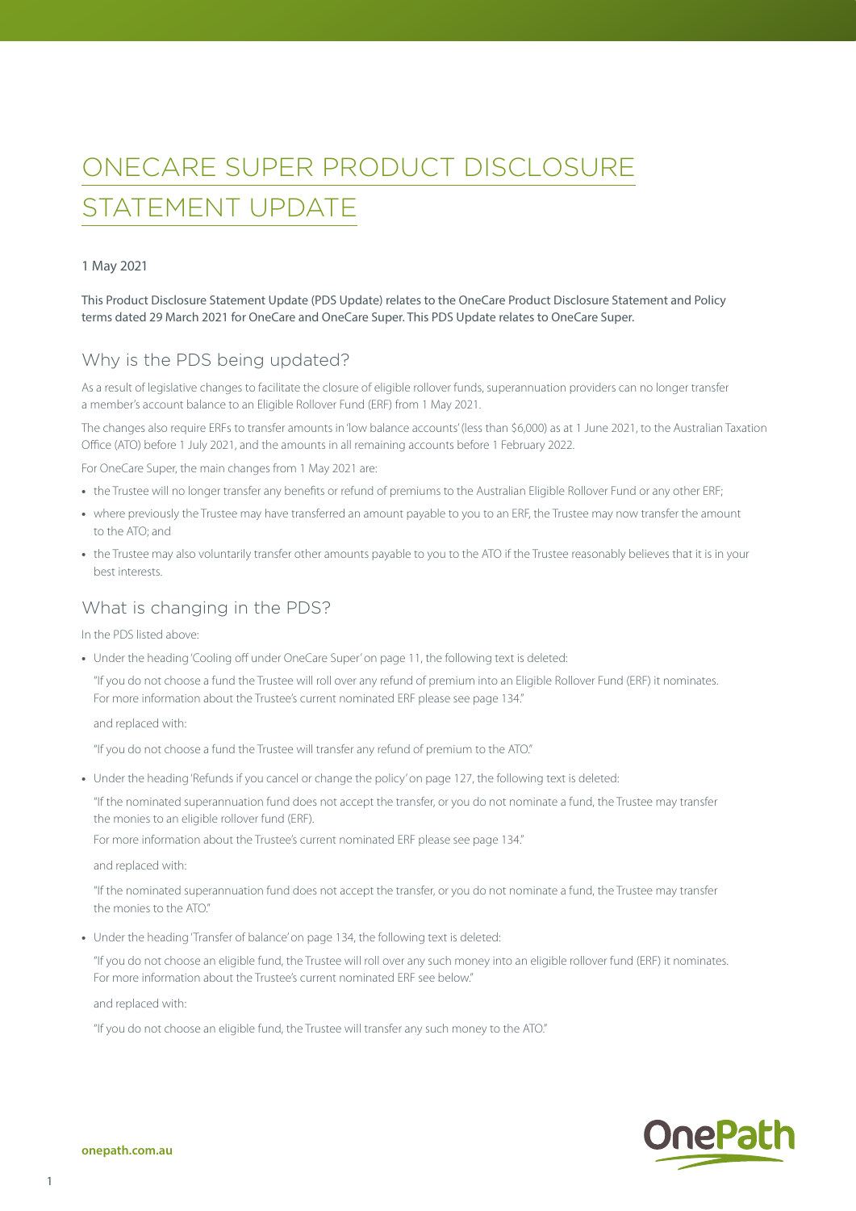# ONECARE SUPER PRODUCT DISCLOSURE STATEMENT UPDATE

1 May 2021

This Product Disclosure Statement Update (PDS Update) relates to the OneCare Product Disclosure Statement and Policy terms dated 29 March 2021 for OneCare and OneCare Super. This PDS Update relates to OneCare Super.

## Why is the PDS being updated?

As a result of legislative changes to facilitate the closure of eligible rollover funds, superannuation providers can no longer transfer a member's account balance to an Eligible Rollover Fund (ERF) from 1 May 2021.

The changes also require ERFs to transfer amounts in 'low balance accounts' (less than $6,000) as at 1 June 2021, to the Australian Taxation Office (ATO) before 1 July 2021, and the amounts in all remaining accounts before 1 February 2022.

For OneCare Super, the main changes from 1 May 2021 are:

- the Trustee will no longer transfer any benefits or refund of premiums to the Australian Eligible Rollover Fund or any other ERF;
- where previously the Trustee may have transferred an amount payable to you to an ERF, the Trustee may now transfer the amount to the ATO; and
- the Trustee may also voluntarily transfer other amounts payable to you to the ATO if the Trustee reasonably believes that it is in your best interests.

## What is changing in the PDS?

In the PDS listed above:

- Under the heading 'Cooling off under OneCare Super' on page 11, the following text is deleted:

  "If you do not choose a fund the Trustee will roll over any refund of premium into an Eligible Rollover Fund (ERF) it nominates. For more information about the Trustee's current nominated ERF please see page 134."

  and replaced with:

  "If you do not choose a fund the Trustee will transfer any refund of premium to the ATO."

- Under the heading 'Refunds if you cancel or change the policy' on page 127, the following text is deleted:

  "If the nominated superannuation fund does not accept the transfer, or you do not nominate a fund, the Trustee may transfer the monies to an eligible rollover fund (ERF).

  For more information about the Trustee's current nominated ERF please see page 134."

  and replaced with:

  "If the nominated superannuation fund does not accept the transfer, or you do not nominate a fund, the Trustee may transfer the monies to the ATO."

- Under the heading 'Transfer of balance' on page 134, the following text is deleted:

  "If you do not choose an eligible fund, the Trustee will roll over any such money into an eligible rollover fund (ERF) it nominates. For more information about the Trustee's current nominated ERF see below."

  and replaced with:

  "If you do not choose an eligible fund, the Trustee will transfer any such money to the ATO."

onepath.com.au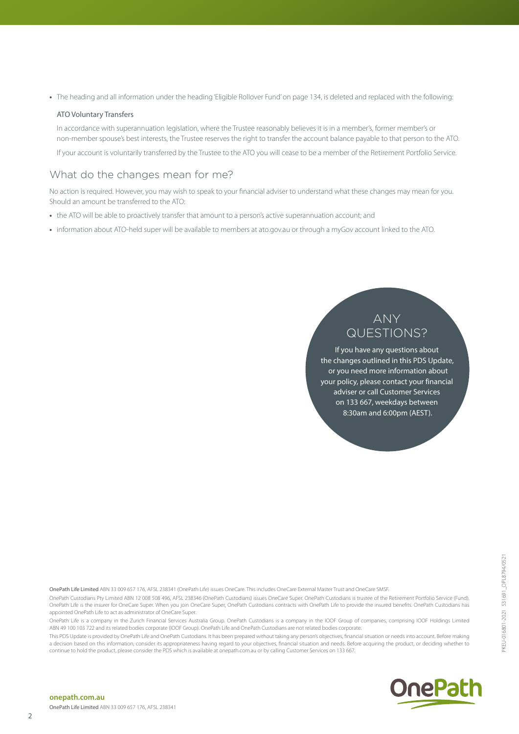- The heading and all information under the heading 'Eligible Rollover Fund' on page 134, is deleted and replaced with the following:

### ATO Voluntary Transfers

In accordance with superannuation legislation, where the Trustee reasonably believes it is in a member's, former member's or non-member spouse's best interests, the Trustee reserves the right to transfer the account balance payable to that person to the ATO.

If your account is voluntarily transferred by the Trustee to the ATO you will cease to be a member of the Retirement Portfolio Service.

## What do the changes mean for me?

No action is required. However, you may wish to speak to your financial adviser to understand what these changes may mean for you. Should an amount be transferred to the ATO:

- the ATO will be able to proactively transfer that amount to a person's active superannuation account; and
- information about ATO-held super will be available to members at ato.gov.au or through a myGov account linked to the ATO.

## ANY QUESTIONS?

If you have any questions about the changes outlined in this PDS Update, or you need more information about your policy, please contact your financial adviser or call Customer Services on 133 667, weekdays between 8:30am and 6:00pm (AEST).

**OnePath Life Limited** ABN 33 009 657 176, AFSL 238341 (OnePath Life) issues OneCare. This includes OneCare External Master Trust and OneCare SMSF.

OnePath Custodians Pty Limited ABN 12 008 508 496, AFSL 238346 (OnePath Custodians) issues OneCare Super. OnePath Custodians is trustee of the Retirement Portfolio Service (Fund). OnePath Life is the insurer for OneCare Super. When you join OneCare Super, OnePath Custodians contracts with OnePath Life to provide the insured benefits. OnePath Custodians has appointed OnePath Life to act as administrator of OneCare Super.

OnePath Life is a company in the Zurich Financial Services Australia Group. OnePath Custodians is a company in the IOOF Group of companies, comprising IOOF Holdings Limited ABN 49 100 103 722 and its related bodies corporate (IOOF Group). OnePath Life and OnePath Custodians are not related bodies corporate.

This PDS Update is provided by OnePath Life and OnePath Custodians. It has been prepared without taking any person's objectives, financial situation or needs into account. Before making a decision based on this information, consider its appropriateness having regard to your objectives, financial situation and needs. Before acquiring the product, or deciding whether to continue to hold the product, please consider the PDS which is available at onepath.com.au or by calling Customer Services on 133 667.

PKEU-016801-2021 531691_OPL8794/0521

**onepath.com.au**

**OnePath Life Limited** ABN 33 009 657 176, AFSL 238341